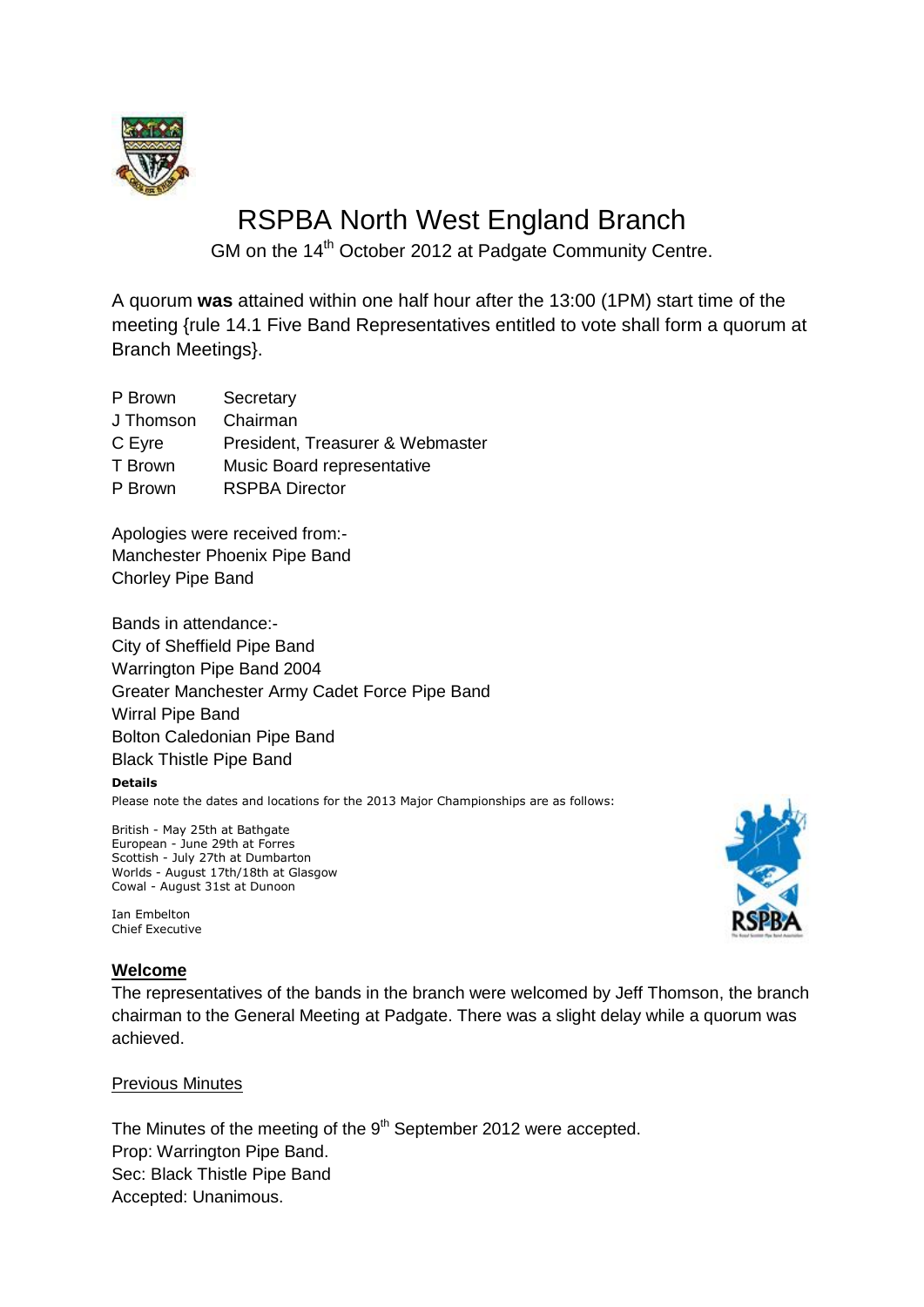# RSPBA North West England Branch

GM on the 14th October 2012 at Padgate Community Centre.

A quorum **was** attained within one half hour after the 13:00 (1PM) start time of the meeting {rule 14.1 Five Band Representatives entitled to vote shall form a quorum at Branch Meetings}.

| | |
|---|---|
| P Brown | Secretary |
| J Thomson | Chairman |
| C Eyre | President, Treasurer & Webmaster |
| T Brown | Music Board representative |
| P Brown | RSPBA Director |

Apologies were received from:-
Manchester Phoenix Pipe Band
Chorley Pipe Band

Bands in attendance:-
City of Sheffield Pipe Band
Warrington Pipe Band 2004
Greater Manchester Army Cadet Force Pipe Band
Wirral Pipe Band
Bolton Caledonian Pipe Band
Black Thistle Pipe Band

**Details**

Please note the dates and locations for the 2013 Major Championships are as follows:

British - May 25th at Bathgate
European - June 29th at Forres
Scottish - July 27th at Dumbarton
Worlds - August 17th/18th at Glasgow
Cowal - August 31st at Dunoon

Ian Embelton
Chief Executive

## Welcome

The representatives of the bands in the branch were welcomed by Jeff Thomson, the branch chairman to the General Meeting at Padgate. There was a slight delay while a quorum was achieved.

## Previous Minutes

The Minutes of the meeting of the 9th September 2012 were accepted.
Prop: Warrington Pipe Band.
Sec: Black Thistle Pipe Band
Accepted: Unanimous.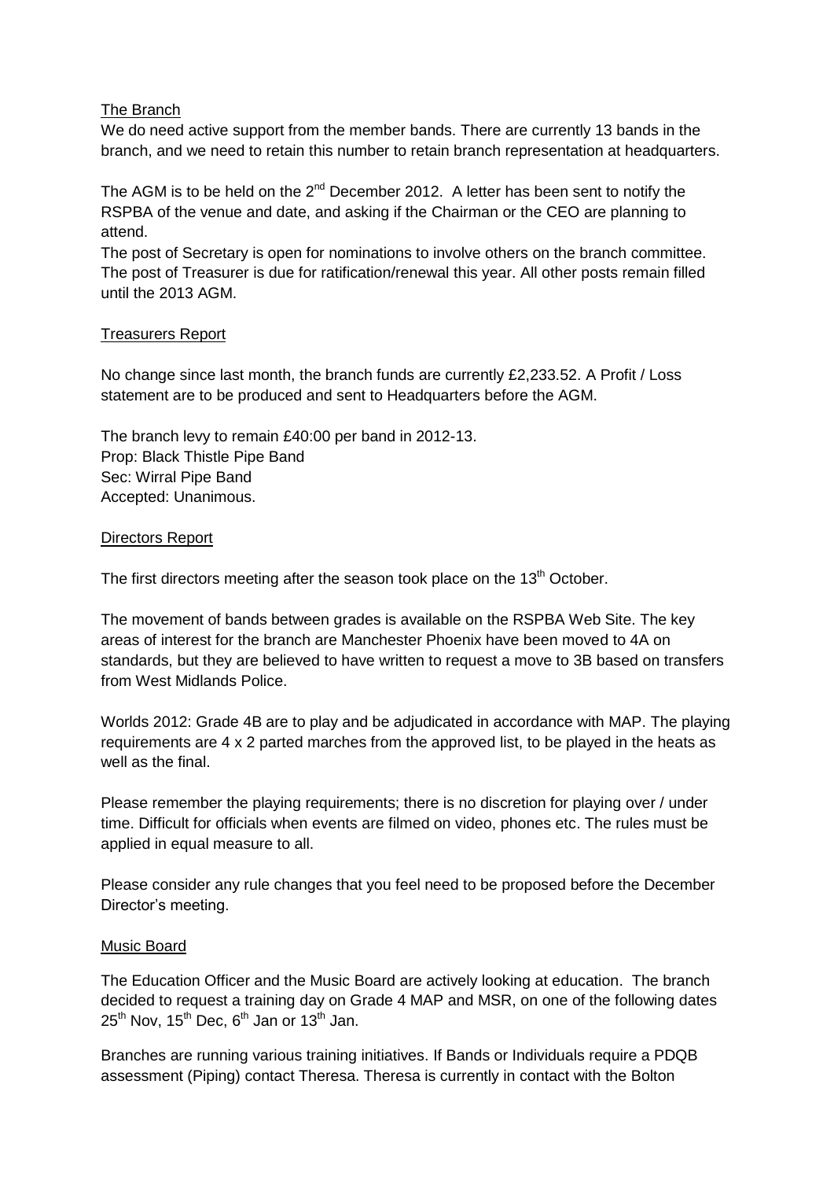## The Branch

We do need active support from the member bands. There are currently 13 bands in the branch, and we need to retain this number to retain branch representation at headquarters.

The AGM is to be held on the 2nd December 2012. A letter has been sent to notify the RSPBA of the venue and date, and asking if the Chairman or the CEO are planning to attend.

The post of Secretary is open for nominations to involve others on the branch committee. The post of Treasurer is due for ratification/renewal this year. All other posts remain filled until the 2013 AGM.

## Treasurers Report

No change since last month, the branch funds are currently £2,233.52. A Profit / Loss statement are to be produced and sent to Headquarters before the AGM.

The branch levy to remain £40:00 per band in 2012-13.
Prop: Black Thistle Pipe Band
Sec: Wirral Pipe Band
Accepted: Unanimous.

## Directors Report

The first directors meeting after the season took place on the 13th October.

The movement of bands between grades is available on the RSPBA Web Site. The key areas of interest for the branch are Manchester Phoenix have been moved to 4A on standards, but they are believed to have written to request a move to 3B based on transfers from West Midlands Police.

Worlds 2012: Grade 4B are to play and be adjudicated in accordance with MAP. The playing requirements are 4 x 2 parted marches from the approved list, to be played in the heats as well as the final.

Please remember the playing requirements; there is no discretion for playing over / under time. Difficult for officials when events are filmed on video, phones etc. The rules must be applied in equal measure to all.

Please consider any rule changes that you feel need to be proposed before the December Director's meeting.

## Music Board

The Education Officer and the Music Board are actively looking at education. The branch decided to request a training day on Grade 4 MAP and MSR, on one of the following dates 25th Nov, 15th Dec, 6th Jan or 13th Jan.

Branches are running various training initiatives. If Bands or Individuals require a PDQB assessment (Piping) contact Theresa. Theresa is currently in contact with the Bolton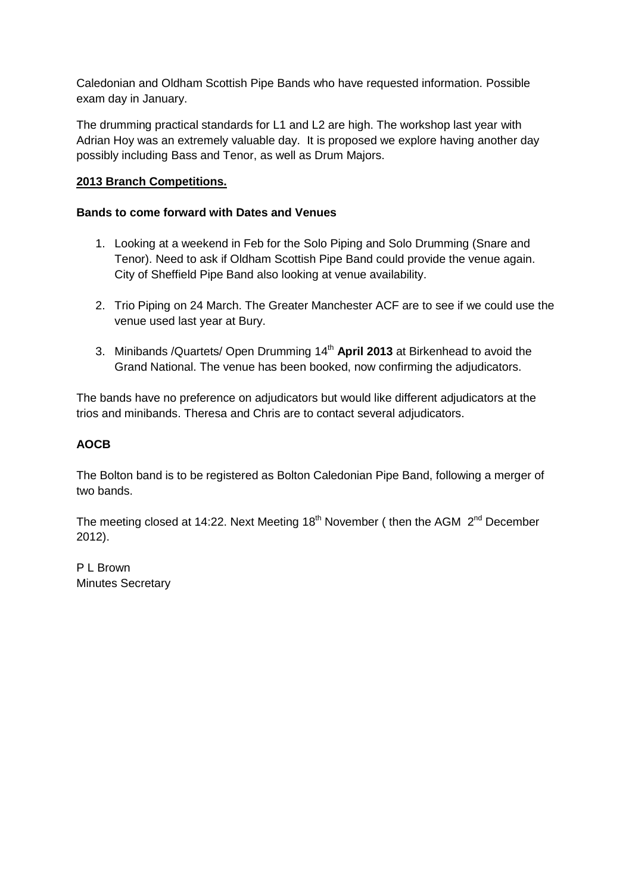Caledonian and Oldham Scottish Pipe Bands who have requested information. Possible exam day in January.

The drumming practical standards for L1 and L2 are high. The workshop last year with Adrian Hoy was an extremely valuable day. It is proposed we explore having another day possibly including Bass and Tenor, as well as Drum Majors.

**2013 Branch Competitions.**

**Bands to come forward with Dates and Venues**

1. Looking at a weekend in Feb for the Solo Piping and Solo Drumming (Snare and Tenor). Need to ask if Oldham Scottish Pipe Band could provide the venue again. City of Sheffield Pipe Band also looking at venue availability.

2. Trio Piping on 24 March. The Greater Manchester ACF are to see if we could use the venue used last year at Bury.

3. Minibands /Quartets/ Open Drumming 14th **April 2013** at Birkenhead to avoid the Grand National. The venue has been booked, now confirming the adjudicators.

The bands have no preference on adjudicators but would like different adjudicators at the trios and minibands. Theresa and Chris are to contact several adjudicators.

**AOCB**

The Bolton band is to be registered as Bolton Caledonian Pipe Band, following a merger of two bands.

The meeting closed at 14:22. Next Meeting 18th November ( then the AGM 2nd December 2012).

P L Brown
Minutes Secretary